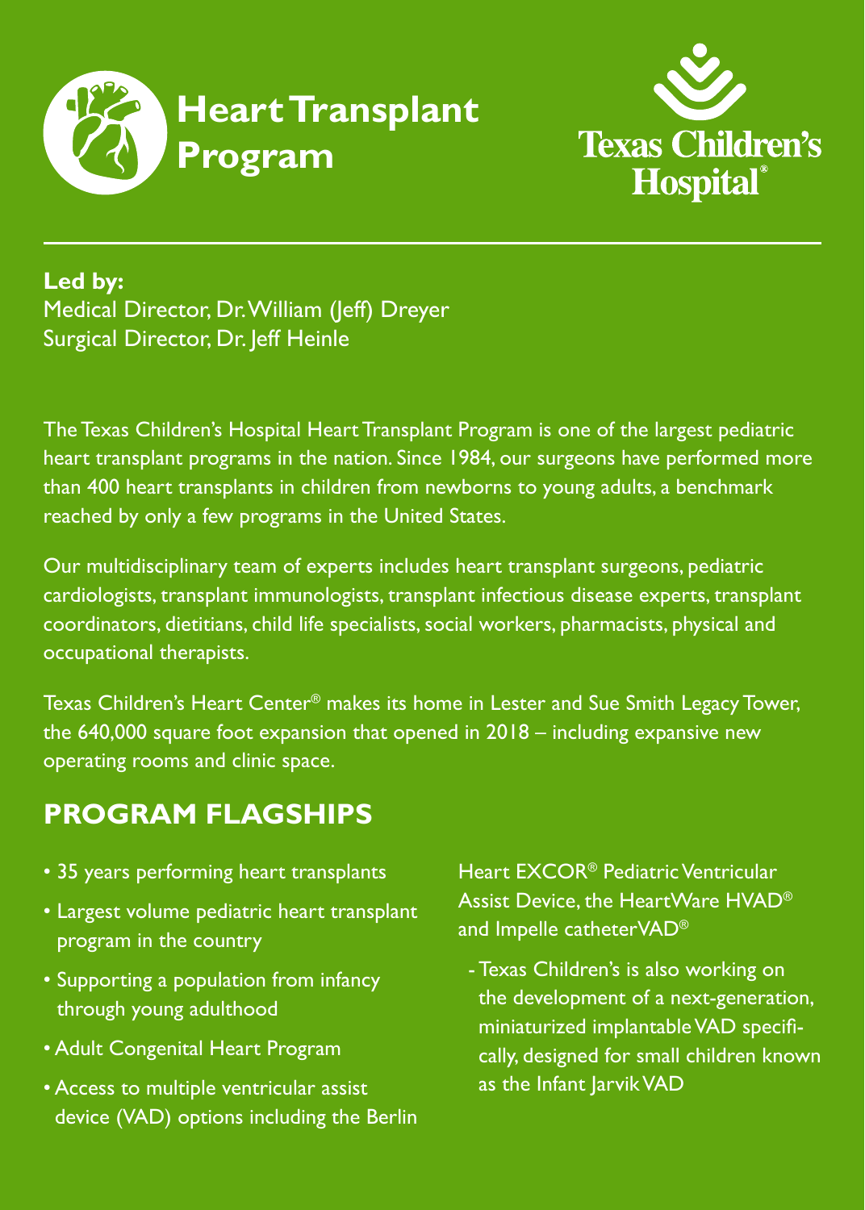# Heart Transplant Program

Texas Children's Hospital®

**Led by:**
Medical Director, Dr. William (Jeff) Dreyer
Surgical Director, Dr. Jeff Heinle

The Texas Children's Hospital Heart Transplant Program is one of the largest pediatric heart transplant programs in the nation. Since 1984, our surgeons have performed more than 400 heart transplants in children from newborns to young adults, a benchmark reached by only a few programs in the United States.

Our multidisciplinary team of experts includes heart transplant surgeons, pediatric cardiologists, transplant immunologists, transplant infectious disease experts, transplant coordinators, dietitians, child life specialists, social workers, pharmacists, physical and occupational therapists.

Texas Children's Heart Center® makes its home in Lester and Sue Smith Legacy Tower, the 640,000 square foot expansion that opened in 2018 – including expansive new operating rooms and clinic space.

## PROGRAM FLAGSHIPS

- 35 years performing heart transplants
- Largest volume pediatric heart transplant program in the country
- Supporting a population from infancy through young adulthood
- Adult Congenital Heart Program
- Access to multiple ventricular assist device (VAD) options including the Berlin Heart EXCOR® Pediatric Ventricular Assist Device, the HeartWare HVAD® and Impelle catheterVAD®
  - Texas Children's is also working on the development of a next-generation, miniaturized implantable VAD specifically, designed for small children known as the Infant Jarvik VAD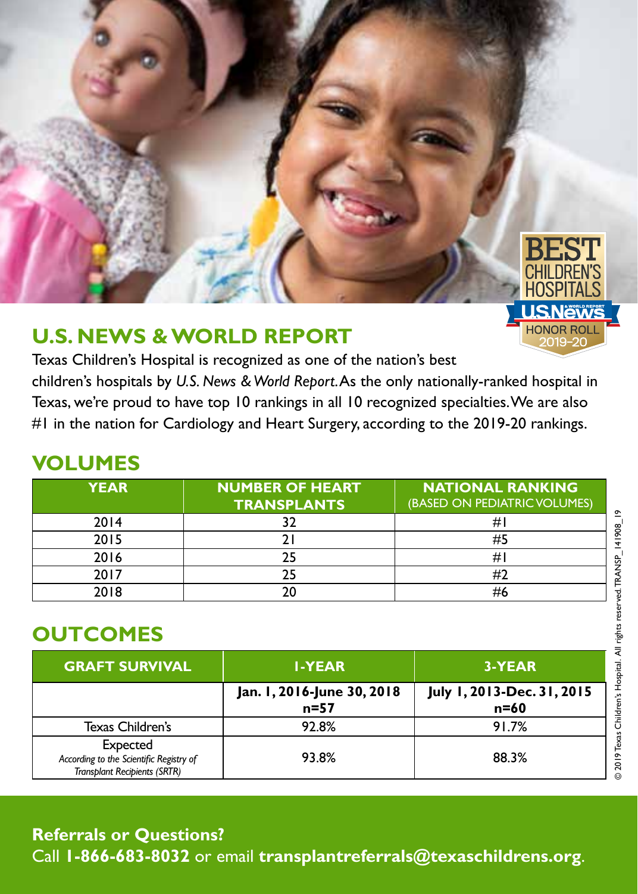## U.S. NEWS & WORLD REPORT

Texas Children's Hospital is recognized as one of the nation's best children's hospitals by *U.S. News & World Report.* As the only nationally-ranked hospital in Texas, we're proud to have top 10 rankings in all 10 recognized specialties. We are also #1 in the nation for Cardiology and Heart Surgery, according to the 2019-20 rankings.

## VOLUMES

| YEAR | NUMBER OF HEART TRANSPLANTS | NATIONAL RANKING (BASED ON PEDIATRIC VOLUMES) |
|---|---|---|
| 2014 | 32 | #1 |
| 2015 | 21 | #5 |
| 2016 | 25 | #1 |
| 2017 | 25 | #2 |
| 2018 | 20 | #6 |

## OUTCOMES

| GRAFT SURVIVAL | 1-YEAR | 3-YEAR |
|---|---|---|
| | **Jan. 1, 2016-June 30, 2018 n=57** | **July 1, 2013-Dec. 31, 2015 n=60** |
| Texas Children's | 92.8% | 91.7% |
| Expected *According to the Scientific Registry of Transplant Recipients (SRTR)* | 93.8% | 88.3% |

© 2019 Texas Children's Hospital. All rights reserved. TRANSP_141908_19

**Referrals or Questions?**
Call **1-866-683-8032** or email **transplantreferrals@texaschildrens.org**.